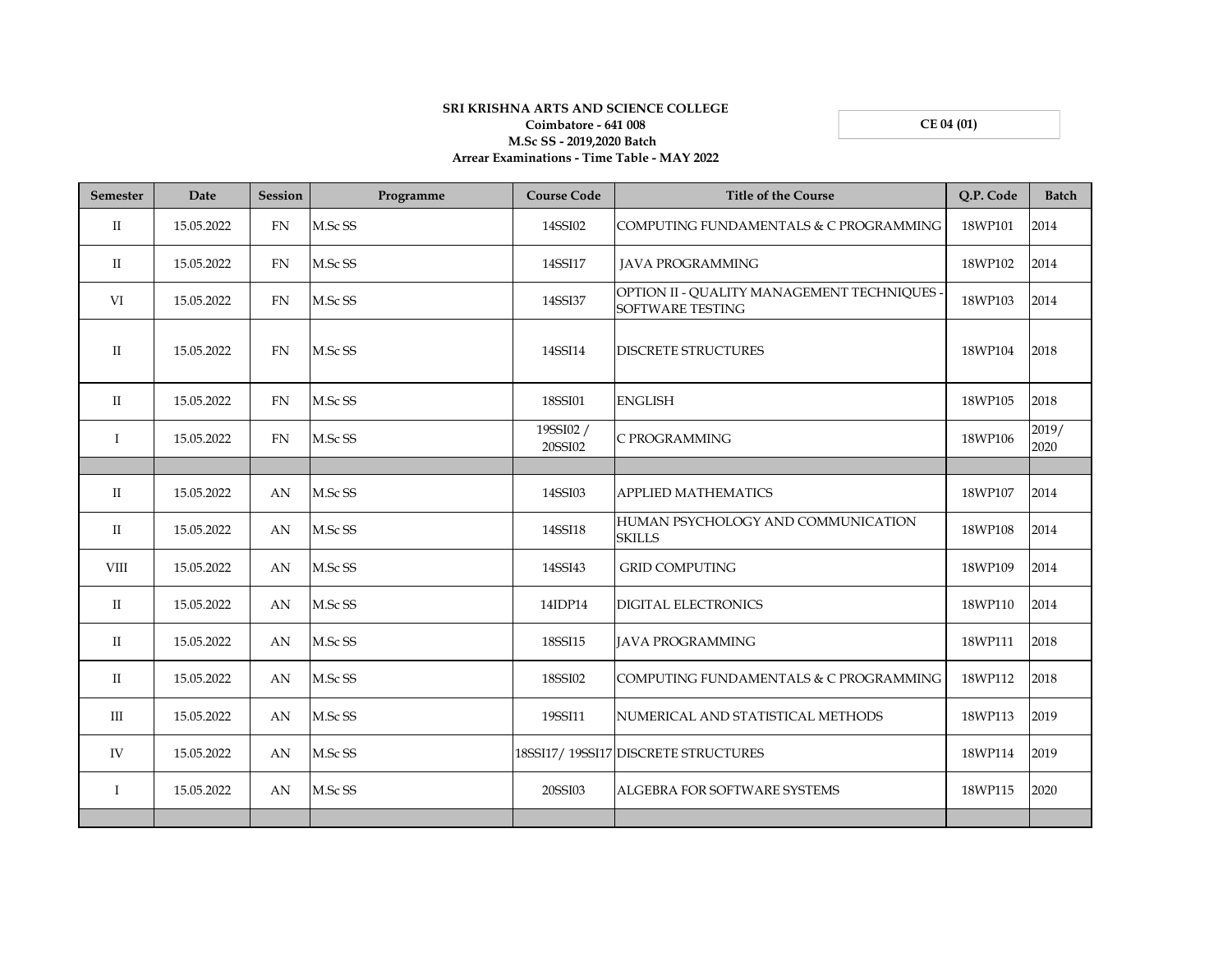**SRI KRISHNA ARTS AND SCIENCE COLLEGE**
**Coimbatore - 641 008**
**M.Sc SS - 2019,2020 Batch**
**Arrear Examinations - Time Table - MAY 2022**

**CE 04 (01)**

| Semester | Date | Session | Programme | Course Code | Title of the Course | Q.P. Code | Batch |
|---|---|---|---|---|---|---|---|
| II | 15.05.2022 | FN | M.Sc SS | 14SSI02 | COMPUTING FUNDAMENTALS & C PROGRAMMING | 18WP101 | 2014 |
| II | 15.05.2022 | FN | M.Sc SS | 14SSI17 | JAVA PROGRAMMING | 18WP102 | 2014 |
| VI | 15.05.2022 | FN | M.Sc SS | 14SSI37 | OPTION II - QUALITY MANAGEMENT TECHNIQUES - SOFTWARE TESTING | 18WP103 | 2014 |
| II | 15.05.2022 | FN | M.Sc SS | 14SSI14 | DISCRETE STRUCTURES | 18WP104 | 2018 |
| II | 15.05.2022 | FN | M.Sc SS | 18SSI01 | ENGLISH | 18WP105 | 2018 |
| I | 15.05.2022 | FN | M.Sc SS | 19SSI02 / 20SSI02 | C PROGRAMMING | 18WP106 | 2019/ 2020 |
| | | | | | | | |
| II | 15.05.2022 | AN | M.Sc SS | 14SSI03 | APPLIED MATHEMATICS | 18WP107 | 2014 |
| II | 15.05.2022 | AN | M.Sc SS | 14SSI18 | HUMAN PSYCHOLOGY AND COMMUNICATION SKILLS | 18WP108 | 2014 |
| VIII | 15.05.2022 | AN | M.Sc SS | 14SSI43 | GRID COMPUTING | 18WP109 | 2014 |
| II | 15.05.2022 | AN | M.Sc SS | 14IDP14 | DIGITAL ELECTRONICS | 18WP110 | 2014 |
| II | 15.05.2022 | AN | M.Sc SS | 18SSI15 | JAVA PROGRAMMING | 18WP111 | 2018 |
| II | 15.05.2022 | AN | M.Sc SS | 18SSI02 | COMPUTING FUNDAMENTALS & C PROGRAMMING | 18WP112 | 2018 |
| III | 15.05.2022 | AN | M.Sc SS | 19SSI11 | NUMERICAL AND STATISTICAL METHODS | 18WP113 | 2019 |
| IV | 15.05.2022 | AN | M.Sc SS | 18SSI17/ 19SSI17 | DISCRETE STRUCTURES | 18WP114 | 2019 |
| I | 15.05.2022 | AN | M.Sc SS | 20SSI03 | ALGEBRA FOR SOFTWARE SYSTEMS | 18WP115 | 2020 |
| | | | | | | | |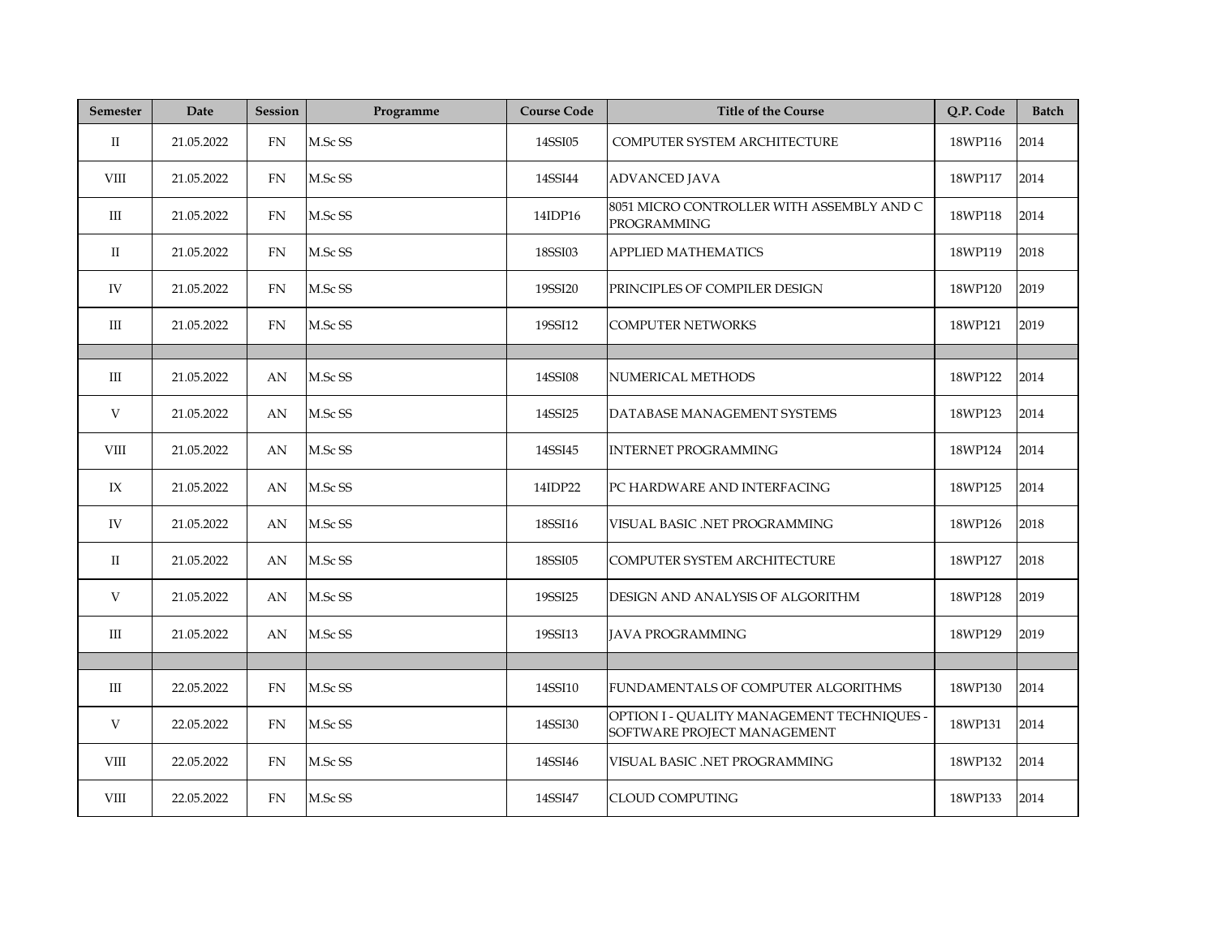| Semester | Date | Session | Programme | Course Code | Title of the Course | Q.P. Code | Batch |
|---|---|---|---|---|---|---|---|
| II | 21.05.2022 | FN | M.Sc SS | 14SSI05 | COMPUTER SYSTEM ARCHITECTURE | 18WP116 | 2014 |
| VIII | 21.05.2022 | FN | M.Sc SS | 14SSI44 | ADVANCED JAVA | 18WP117 | 2014 |
| III | 21.05.2022 | FN | M.Sc SS | 14IDP16 | 8051 MICRO CONTROLLER WITH ASSEMBLY AND C PROGRAMMING | 18WP118 | 2014 |
| II | 21.05.2022 | FN | M.Sc SS | 18SSI03 | APPLIED MATHEMATICS | 18WP119 | 2018 |
| IV | 21.05.2022 | FN | M.Sc SS | 19SSI20 | PRINCIPLES OF COMPILER DESIGN | 18WP120 | 2019 |
| III | 21.05.2022 | FN | M.Sc SS | 19SSI12 | COMPUTER NETWORKS | 18WP121 | 2019 |
| | | | | | | | |
| III | 21.05.2022 | AN | M.Sc SS | 14SSI08 | NUMERICAL METHODS | 18WP122 | 2014 |
| V | 21.05.2022 | AN | M.Sc SS | 14SSI25 | DATABASE MANAGEMENT SYSTEMS | 18WP123 | 2014 |
| VIII | 21.05.2022 | AN | M.Sc SS | 14SSI45 | INTERNET PROGRAMMING | 18WP124 | 2014 |
| IX | 21.05.2022 | AN | M.Sc SS | 14IDP22 | PC HARDWARE AND INTERFACING | 18WP125 | 2014 |
| IV | 21.05.2022 | AN | M.Sc SS | 18SSI16 | VISUAL BASIC .NET PROGRAMMING | 18WP126 | 2018 |
| II | 21.05.2022 | AN | M.Sc SS | 18SSI05 | COMPUTER SYSTEM ARCHITECTURE | 18WP127 | 2018 |
| V | 21.05.2022 | AN | M.Sc SS | 19SSI25 | DESIGN AND ANALYSIS OF ALGORITHM | 18WP128 | 2019 |
| III | 21.05.2022 | AN | M.Sc SS | 19SSI13 | JAVA PROGRAMMING | 18WP129 | 2019 |
| | | | | | | | |
| III | 22.05.2022 | FN | M.Sc SS | 14SSI10 | FUNDAMENTALS OF COMPUTER ALGORITHMS | 18WP130 | 2014 |
| V | 22.05.2022 | FN | M.Sc SS | 14SSI30 | OPTION I - QUALITY MANAGEMENT TECHNIQUES - SOFTWARE PROJECT MANAGEMENT | 18WP131 | 2014 |
| VIII | 22.05.2022 | FN | M.Sc SS | 14SSI46 | VISUAL BASIC .NET PROGRAMMING | 18WP132 | 2014 |
| VIII | 22.05.2022 | FN | M.Sc SS | 14SSI47 | CLOUD COMPUTING | 18WP133 | 2014 |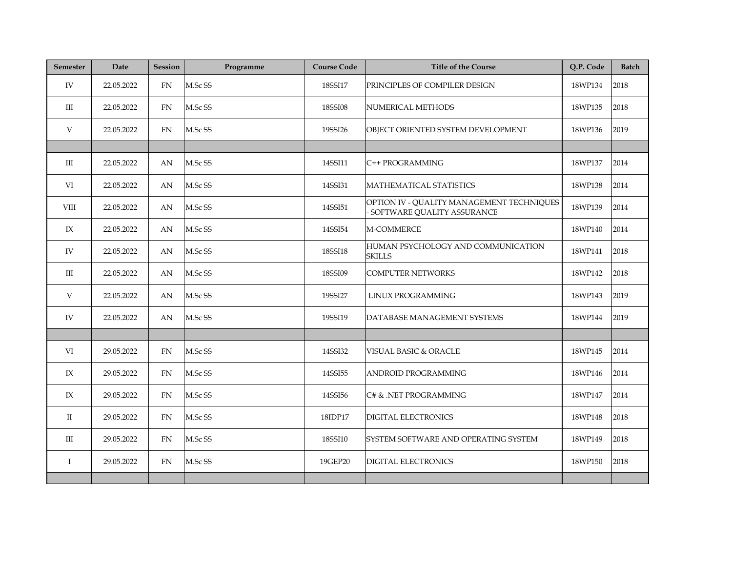| Semester | Date | Session | Programme | Course Code | Title of the Course | Q.P. Code | Batch |
|---|---|---|---|---|---|---|---|
| IV | 22.05.2022 | FN | M.Sc SS | 18SSI17 | PRINCIPLES OF COMPILER DESIGN | 18WP134 | 2018 |
| III | 22.05.2022 | FN | M.Sc SS | 18SSI08 | NUMERICAL METHODS | 18WP135 | 2018 |
| V | 22.05.2022 | FN | M.Sc SS | 19SSI26 | OBJECT ORIENTED SYSTEM DEVELOPMENT | 18WP136 | 2019 |
| | | | | | | | |
| III | 22.05.2022 | AN | M.Sc SS | 14SSI11 | C++ PROGRAMMING | 18WP137 | 2014 |
| VI | 22.05.2022 | AN | M.Sc SS | 14SSI31 | MATHEMATICAL STATISTICS | 18WP138 | 2014 |
| VIII | 22.05.2022 | AN | M.Sc SS | 14SSI51 | OPTION IV - QUALITY MANAGEMENT TECHNIQUES - SOFTWARE QUALITY ASSURANCE | 18WP139 | 2014 |
| IX | 22.05.2022 | AN | M.Sc SS | 14SSI54 | M-COMMERCE | 18WP140 | 2014 |
| IV | 22.05.2022 | AN | M.Sc SS | 18SSI18 | HUMAN PSYCHOLOGY AND COMMUNICATION SKILLS | 18WP141 | 2018 |
| III | 22.05.2022 | AN | M.Sc SS | 18SSI09 | COMPUTER NETWORKS | 18WP142 | 2018 |
| V | 22.05.2022 | AN | M.Sc SS | 19SSI27 | LINUX PROGRAMMING | 18WP143 | 2019 |
| IV | 22.05.2022 | AN | M.Sc SS | 19SSI19 | DATABASE MANAGEMENT SYSTEMS | 18WP144 | 2019 |
| | | | | | | | |
| VI | 29.05.2022 | FN | M.Sc SS | 14SSI32 | VISUAL BASIC & ORACLE | 18WP145 | 2014 |
| IX | 29.05.2022 | FN | M.Sc SS | 14SSI55 | ANDROID PROGRAMMING | 18WP146 | 2014 |
| IX | 29.05.2022 | FN | M.Sc SS | 14SSI56 | C# & .NET PROGRAMMING | 18WP147 | 2014 |
| II | 29.05.2022 | FN | M.Sc SS | 18IDP17 | DIGITAL ELECTRONICS | 18WP148 | 2018 |
| III | 29.05.2022 | FN | M.Sc SS | 18SSI10 | SYSTEM SOFTWARE AND OPERATING SYSTEM | 18WP149 | 2018 |
| I | 29.05.2022 | FN | M.Sc SS | 19GEP20 | DIGITAL ELECTRONICS | 18WP150 | 2018 |
| | | | | | | | |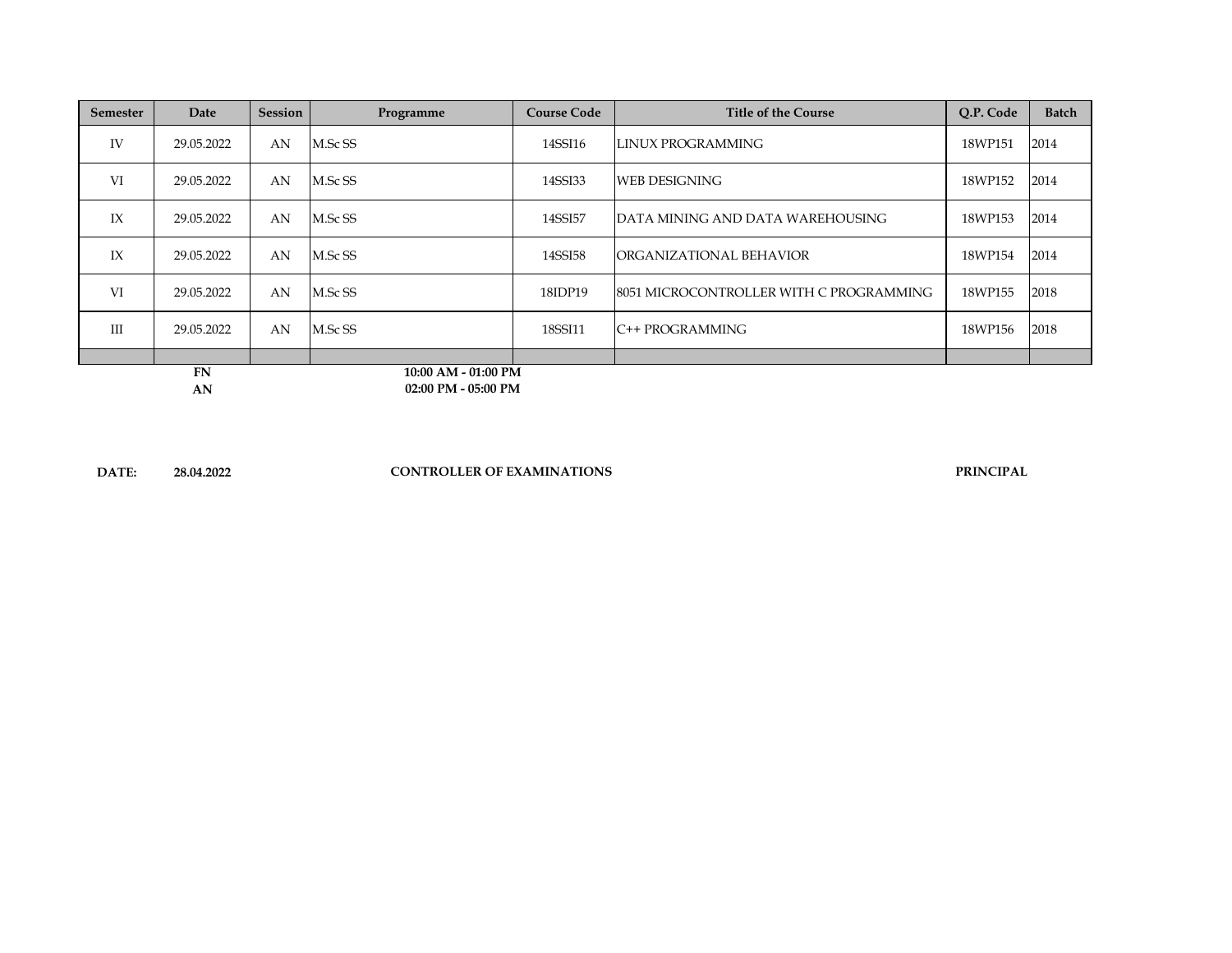| Semester | Date | Session | Programme | Course Code | Title of the Course | Q.P. Code | Batch |
|---|---|---|---|---|---|---|---|
| IV | 29.05.2022 | AN | M.Sc SS | 14SSI16 | LINUX PROGRAMMING | 18WP151 | 2014 |
| VI | 29.05.2022 | AN | M.Sc SS | 14SSI33 | WEB DESIGNING | 18WP152 | 2014 |
| IX | 29.05.2022 | AN | M.Sc SS | 14SSI57 | DATA MINING AND DATA WAREHOUSING | 18WP153 | 2014 |
| IX | 29.05.2022 | AN | M.Sc SS | 14SSI58 | ORGANIZATIONAL BEHAVIOR | 18WP154 | 2014 |
| VI | 29.05.2022 | AN | M.Sc SS | 18IDP19 | 8051 MICROCONTROLLER WITH C PROGRAMMING | 18WP155 | 2018 |
| III | 29.05.2022 | AN | M.Sc SS | 18SSI11 | C++ PROGRAMMING | 18WP156 | 2018 |

**FN** **10:00 AM - 01:00 PM**

**AN** **02:00 PM - 05:00 PM**

**DATE:** **28.04.2022** **CONTROLLER OF EXAMINATIONS** **PRINCIPAL**